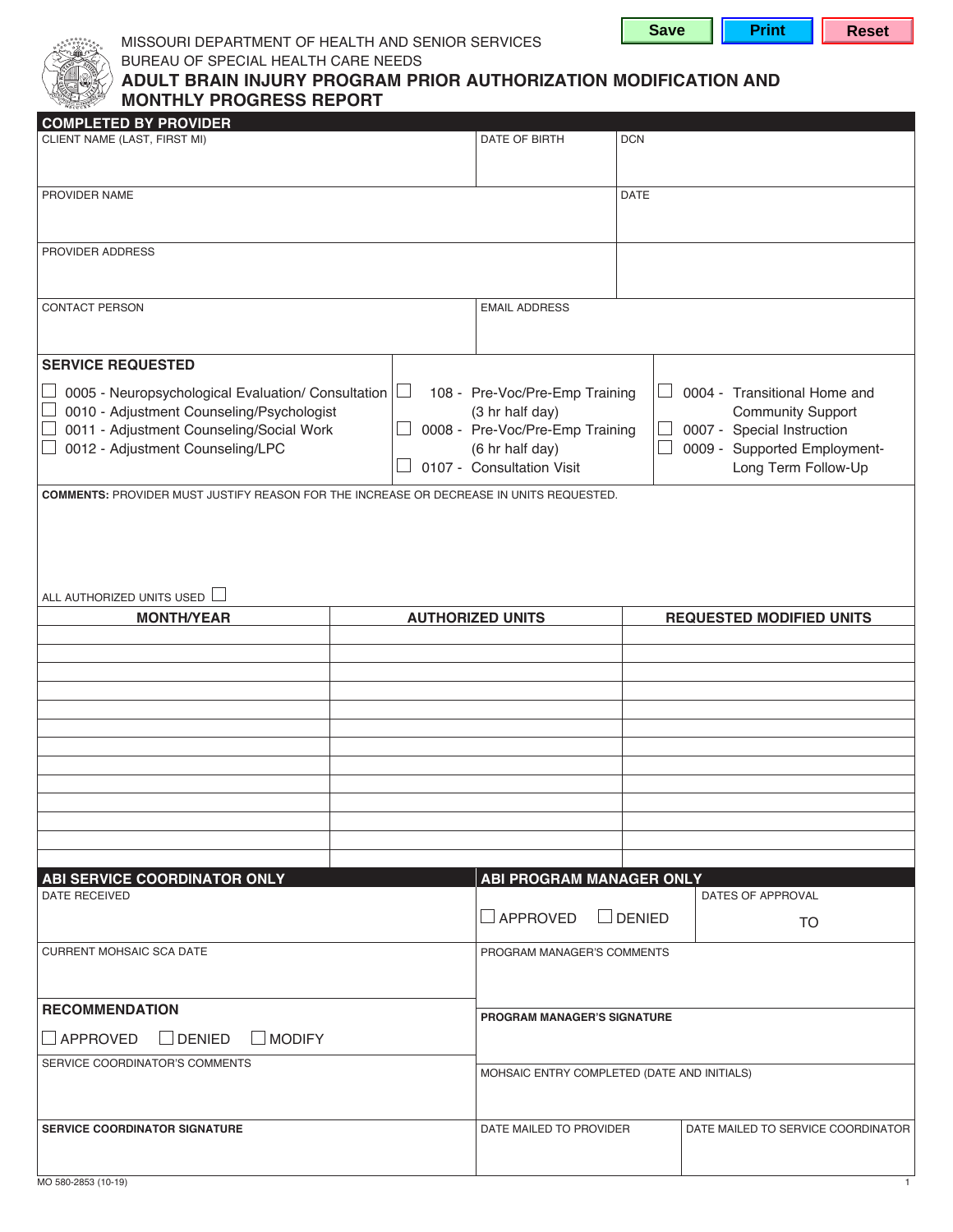MISSOURI DEPARTMENT OF HEALTH AND SENIOR SERVICES
BUREAU OF SPECIAL HEALTH CARE NEEDS

# ADULT BRAIN INJURY PROGRAM PRIOR AUTHORIZATION MODIFICATION AND MONTHLY PROGRESS REPORT

## COMPLETED BY PROVIDER

| CLIENT NAME (LAST, FIRST MI) | DATE OF BIRTH | DCN |
|---|---|---|
| | | |

| PROVIDER NAME | DATE |
|---|---|
| | |

| PROVIDER ADDRESS | |
|---|---|
| | |

| CONTACT PERSON | EMAIL ADDRESS |
|---|---|
| | |

## SERVICE REQUESTED

- ☐ 0005 - Neuropsychological Evaluation/ Consultation
- ☐ 0010 - Adjustment Counseling/Psychologist
- ☐ 0011 - Adjustment Counseling/Social Work
- ☐ 0012 - Adjustment Counseling/LPC
- ☐ 108 - Pre-Voc/Pre-Emp Training (3 hr half day)
- ☐ 0008 - Pre-Voc/Pre-Emp Training (6 hr half day)
- ☐ 0107 - Consultation Visit
- ☐ 0004 - Transitional Home and Community Support
- ☐ 0007 - Special Instruction
- ☐ 0009 - Supported Employment-Long Term Follow-Up

**COMMENTS:** PROVIDER MUST JUSTIFY REASON FOR THE INCREASE OR DECREASE IN UNITS REQUESTED.

ALL AUTHORIZED UNITS USED ☐

| MONTH/YEAR | AUTHORIZED UNITS | REQUESTED MODIFIED UNITS |
|---|---|---|
| | | |
| | | |
| | | |
| | | |
| | | |
| | | |
| | | |
| | | |
| | | |
| | | |
| | | |
| | | |

## ABI SERVICE COORDINATOR ONLY

DATE RECEIVED

CURRENT MOHSAIC SCA DATE

**RECOMMENDATION**

☐ APPROVED ☐ DENIED ☐ MODIFY

SERVICE COORDINATOR'S COMMENTS

**SERVICE COORDINATOR SIGNATURE**

## ABI PROGRAM MANAGER ONLY

☐ APPROVED ☐ DENIED

DATES OF APPROVAL ______ TO ______

PROGRAM MANAGER'S COMMENTS

**PROGRAM MANAGER'S SIGNATURE**

MOHSAIC ENTRY COMPLETED (DATE AND INITIALS)

| DATE MAILED TO PROVIDER | DATE MAILED TO SERVICE COORDINATOR |
|---|---|
| | |

MO 580-2853 (10-19)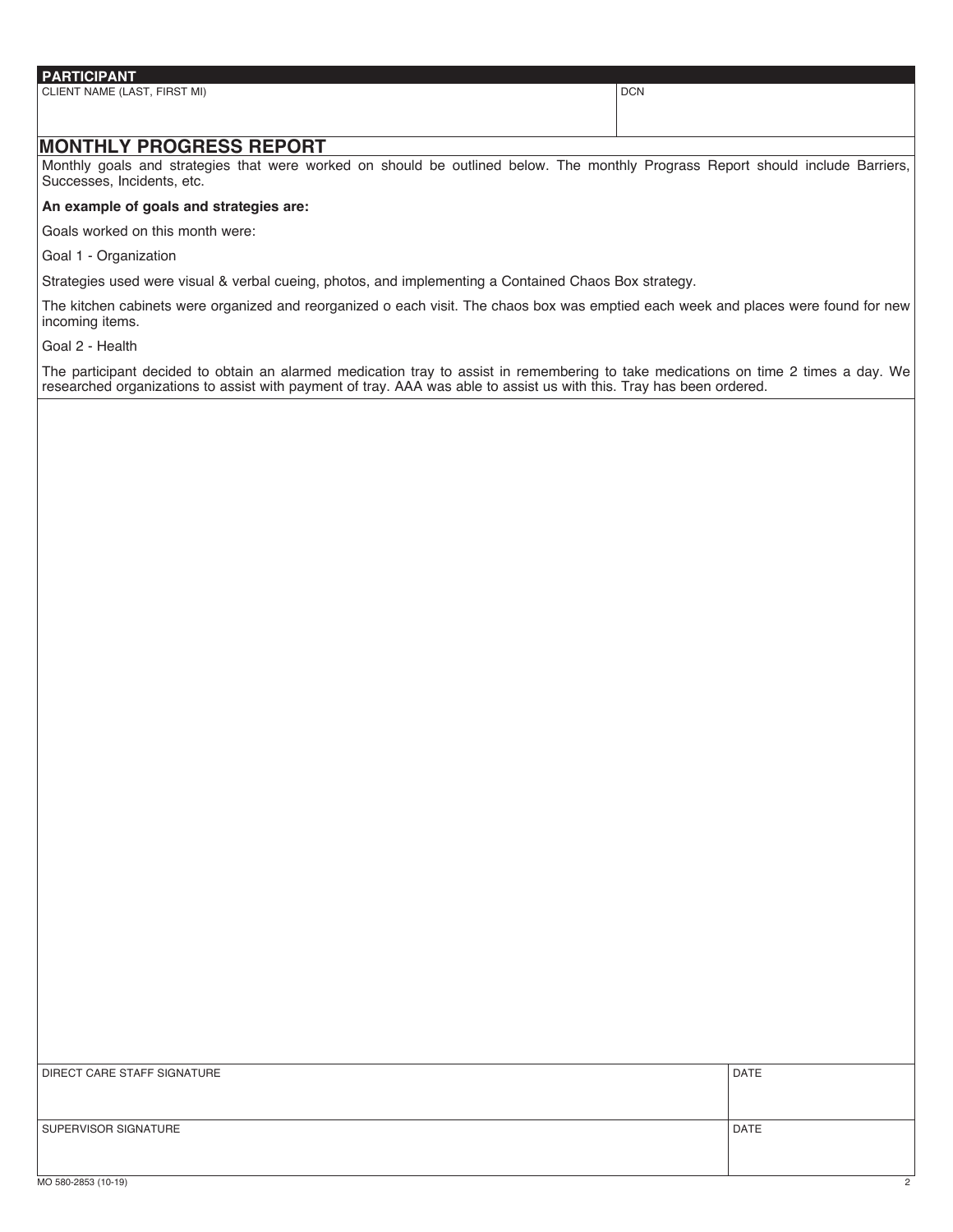## PARTICIPANT

| CLIENT NAME (LAST, FIRST MI) | DCN |
|---|---|
| | |

## MONTHLY PROGRESS REPORT

Monthly goals and strategies that were worked on should be outlined below. The monthly Prograss Report should include Barriers, Successes, Incidents, etc.

**An example of goals and strategies are:**

Goals worked on this month were:

Goal 1 - Organization

Strategies used were visual & verbal cueing, photos, and implementing a Contained Chaos Box strategy.

The kitchen cabinets were organized and reorganized o each visit. The chaos box was emptied each week and places were found for new incoming items.

Goal 2 - Health

The participant decided to obtain an alarmed medication tray to assist in remembering to take medications on time 2 times a day. We researched organizations to assist with payment of tray. AAA was able to assist us with this. Tray has been ordered.

| DIRECT CARE STAFF SIGNATURE | DATE |
|---|---|
| | |
| **SUPERVISOR SIGNATURE** | **DATE** |
| | |

MO 580-2853 (10-19)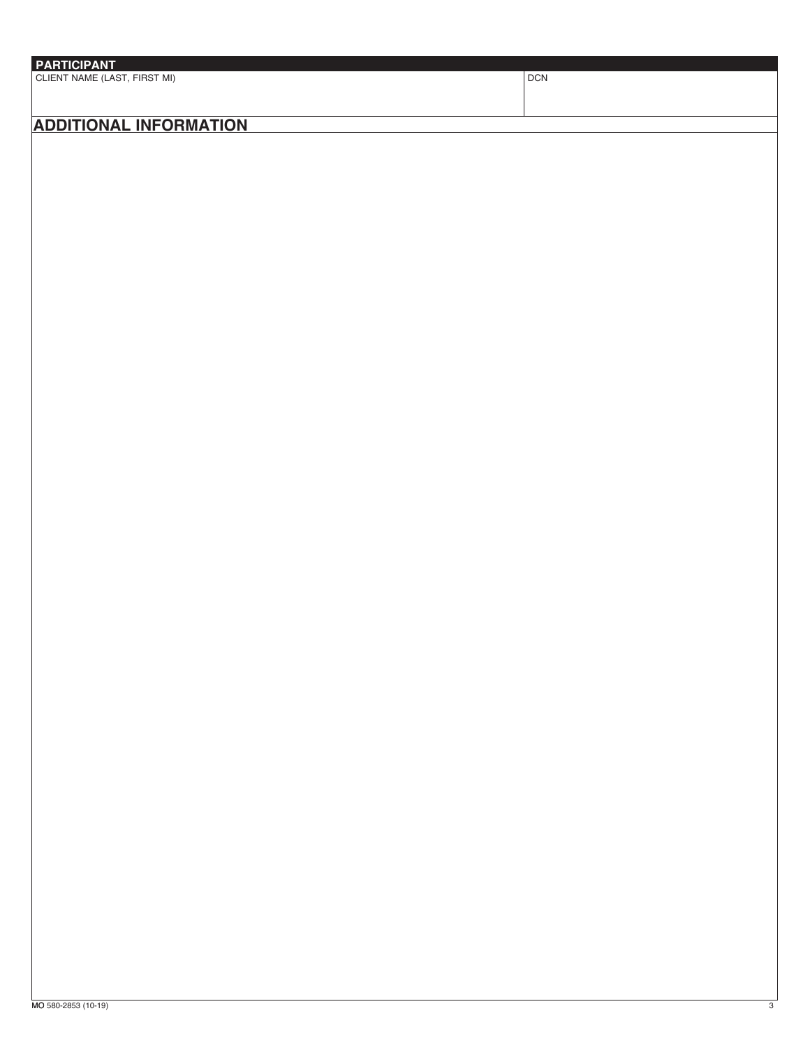## PARTICIPANT

| CLIENT NAME (LAST, FIRST MI) | DCN |
| --- | --- |
| | |

## ADDITIONAL INFORMATION

MO 580-2853 (10-19)